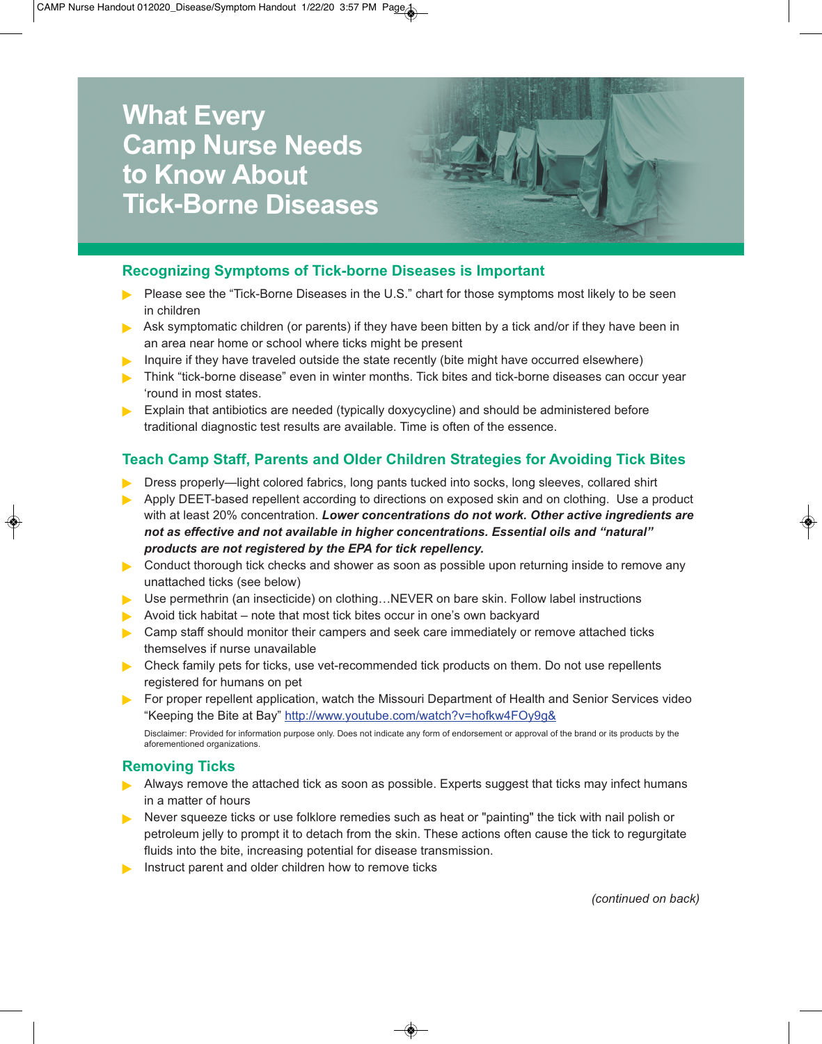# What Every Camp Nurse Needs to Know About Tick-Borne Diseases

## Recognizing Symptoms of Tick-borne Diseases is Important

- Please see the "Tick-Borne Diseases in the U.S." chart for those symptoms most likely to be seen in children
- Ask symptomatic children (or parents) if they have been bitten by a tick and/or if they have been in an area near home or school where ticks might be present
- Inquire if they have traveled outside the state recently (bite might have occurred elsewhere)
- Think "tick-borne disease" even in winter months. Tick bites and tick-borne diseases can occur year 'round in most states.
- Explain that antibiotics are needed (typically doxycycline) and should be administered before traditional diagnostic test results are available. Time is often of the essence.

## Teach Camp Staff, Parents and Older Children Strategies for Avoiding Tick Bites

- Dress properly—light colored fabrics, long pants tucked into socks, long sleeves, collared shirt
- Apply DEET-based repellent according to directions on exposed skin and on clothing. Use a product with at least 20% concentration. ***Lower concentrations do not work. Other active ingredients are not as effective and not available in higher concentrations. Essential oils and "natural" products are not registered by the EPA for tick repellency.***
- Conduct thorough tick checks and shower as soon as possible upon returning inside to remove any unattached ticks (see below)
- Use permethrin (an insecticide) on clothing…NEVER on bare skin. Follow label instructions
- Avoid tick habitat – note that most tick bites occur in one's own backyard
- Camp staff should monitor their campers and seek care immediately or remove attached ticks themselves if nurse unavailable
- Check family pets for ticks, use vet-recommended tick products on them. Do not use repellents registered for humans on pet
- For proper repellent application, watch the Missouri Department of Health and Senior Services video "Keeping the Bite at Bay" http://www.youtube.com/watch?v=hofkw4FOy9g&

Disclaimer: Provided for information purpose only. Does not indicate any form of endorsement or approval of the brand or its products by the aforementioned organizations.

## Removing Ticks

- Always remove the attached tick as soon as possible. Experts suggest that ticks may infect humans in a matter of hours
- Never squeeze ticks or use folklore remedies such as heat or "painting" the tick with nail polish or petroleum jelly to prompt it to detach from the skin. These actions often cause the tick to regurgitate fluids into the bite, increasing potential for disease transmission.
- Instruct parent and older children how to remove ticks

*(continued on back)*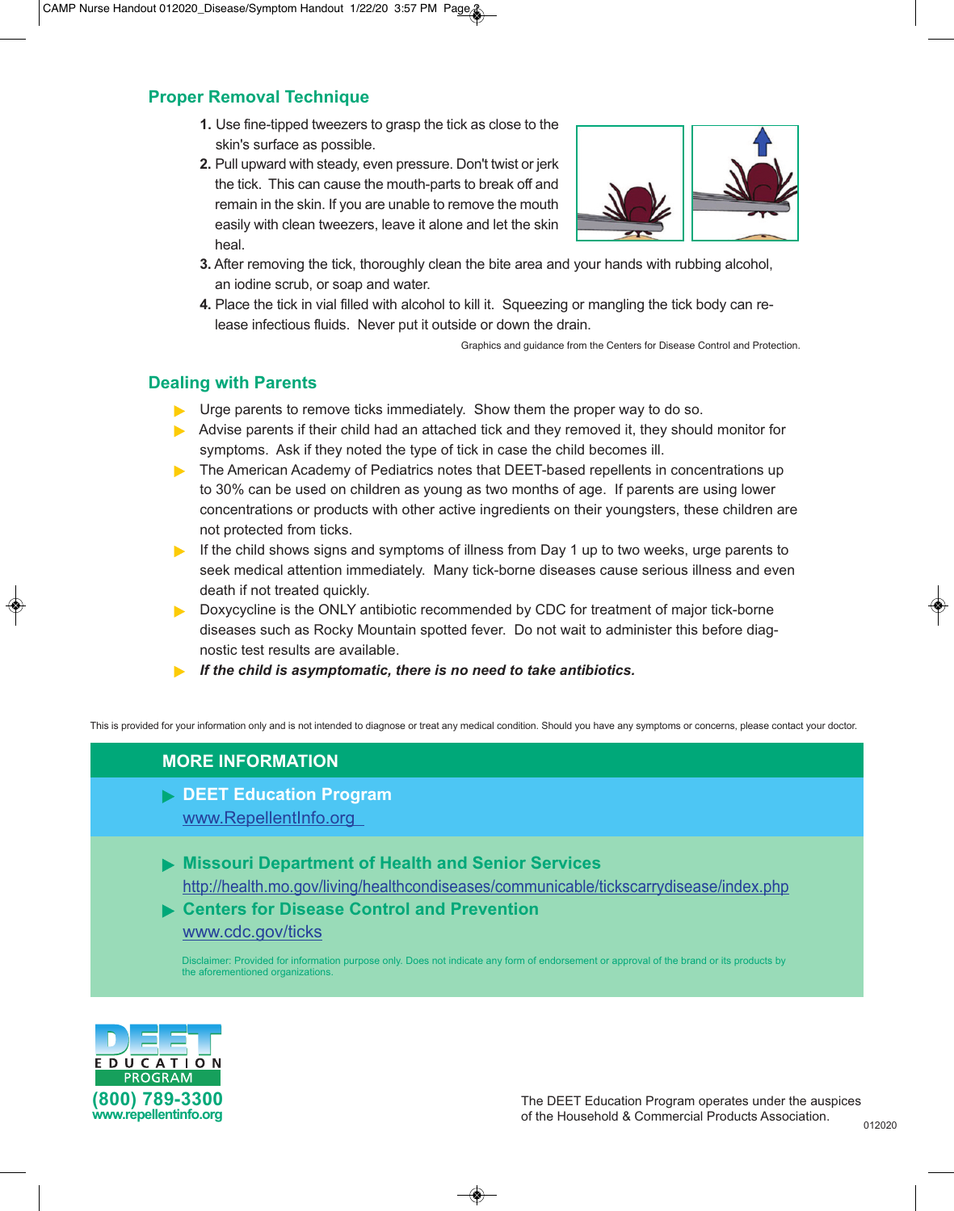## Proper Removal Technique

1. Use fine-tipped tweezers to grasp the tick as close to the skin's surface as possible.
2. Pull upward with steady, even pressure. Don't twist or jerk the tick. This can cause the mouth-parts to break off and remain in the skin. If you are unable to remove the mouth easily with clean tweezers, leave it alone and let the skin heal.
3. After removing the tick, thoroughly clean the bite area and your hands with rubbing alcohol, an iodine scrub, or soap and water.
4. Place the tick in vial filled with alcohol to kill it. Squeezing or mangling the tick body can release infectious fluids. Never put it outside or down the drain.

Graphics and guidance from the Centers for Disease Control and Protection.

## Dealing with Parents

- Urge parents to remove ticks immediately. Show them the proper way to do so.
- Advise parents if their child had an attached tick and they removed it, they should monitor for symptoms. Ask if they noted the type of tick in case the child becomes ill.
- The American Academy of Pediatrics notes that DEET-based repellents in concentrations up to 30% can be used on children as young as two months of age. If parents are using lower concentrations or products with other active ingredients on their youngsters, these children are not protected from ticks.
- If the child shows signs and symptoms of illness from Day 1 up to two weeks, urge parents to seek medical attention immediately. Many tick-borne diseases cause serious illness and even death if not treated quickly.
- Doxycycline is the ONLY antibiotic recommended by CDC for treatment of major tick-borne diseases such as Rocky Mountain spotted fever. Do not wait to administer this before diagnostic test results are available.
- ***If the child is asymptomatic, there is no need to take antibiotics.***

This is provided for your information only and is not intended to diagnose or treat any medical condition. Should you have any symptoms or concerns, please contact your doctor.

## MORE INFORMATION

- **DEET Education Program**
  www.RepellentInfo.org
- **Missouri Department of Health and Senior Services**
  http://health.mo.gov/living/healthcondiseases/communicable/tickscarrydisease/index.php
- **Centers for Disease Control and Prevention**
  www.cdc.gov/ticks

Disclaimer: Provided for information purpose only. Does not indicate any form of endorsement or approval of the brand or its products by the aforementioned organizations.

DEET EDUCATION PROGRAM
(800) 789-3300
www.repellentinfo.org

The DEET Education Program operates under the auspices of the Household & Commercial Products Association.

012020